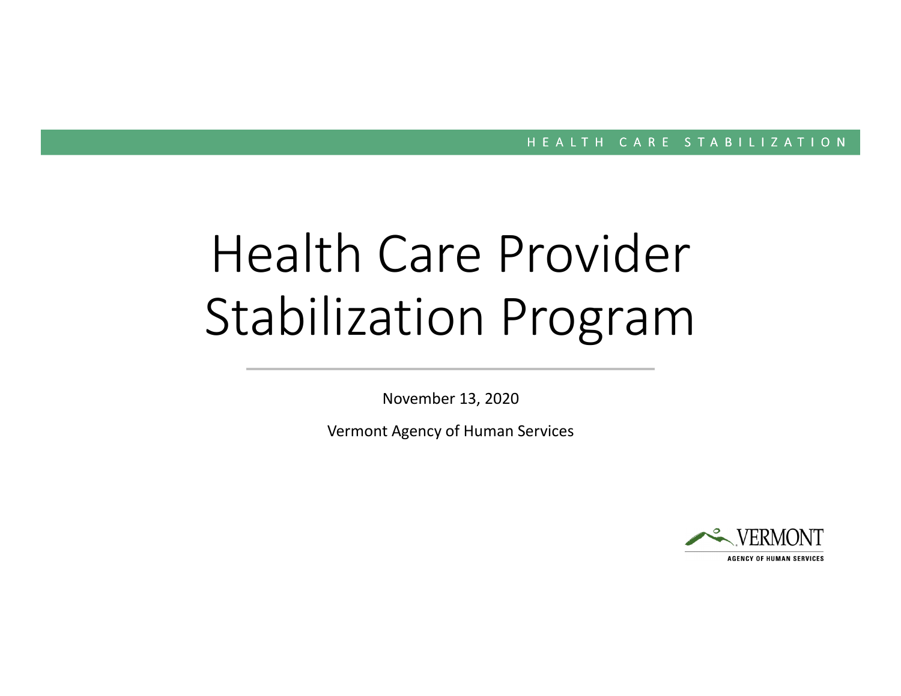HEALTH CARE STABILIZATION

# Health Care Provider Stabilization Program

November 13, 2020

Vermont Agency of Human Services

VERMONT
AGENCY OF HUMAN SERVICES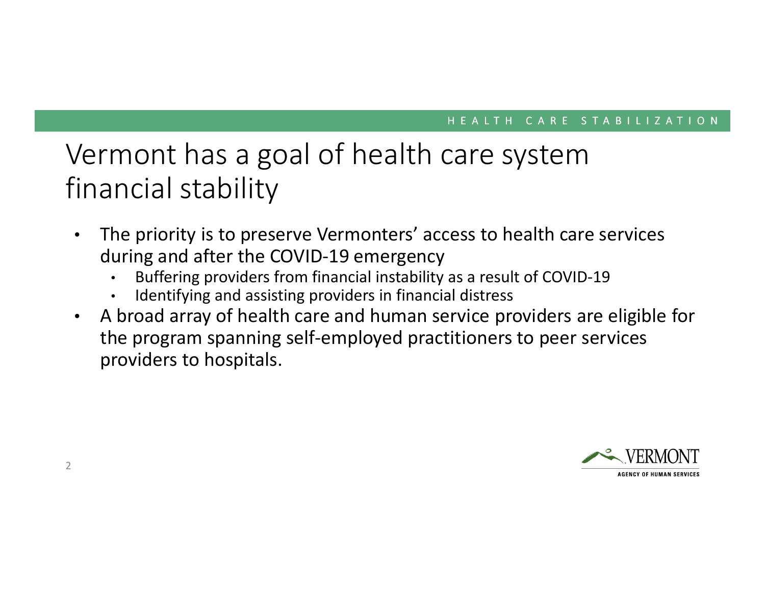# Vermont has a goal of health care system financial stability

- The priority is to preserve Vermonters' access to health care services during and after the COVID-19 emergency
  - Buffering providers from financial instability as a result of COVID-19
  - Identifying and assisting providers in financial distress
- A broad array of health care and human service providers are eligible for the program spanning self-employed practitioners to peer services providers to hospitals.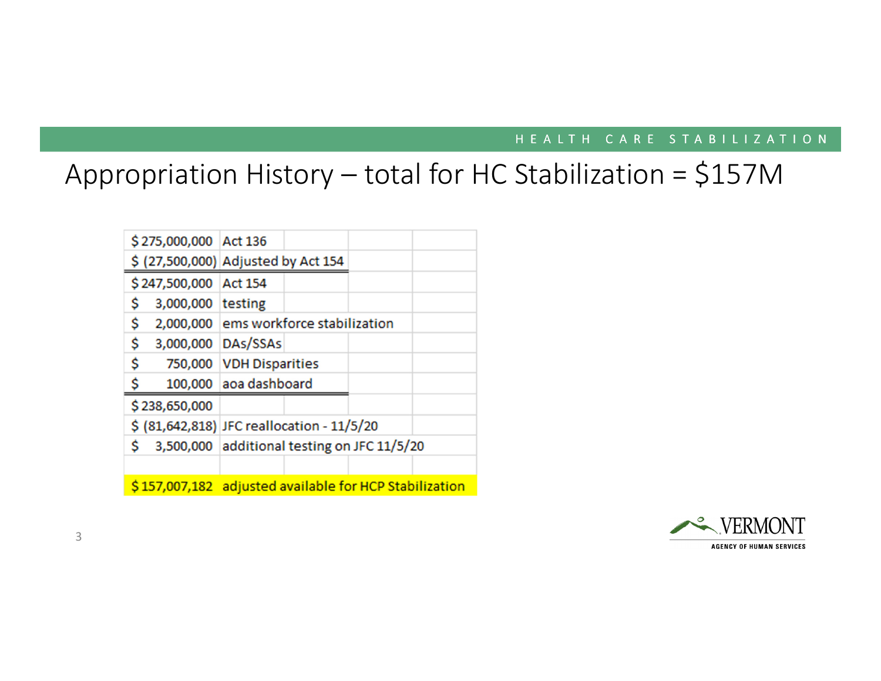# Appropriation History – total for HC Stabilization = $157M

| Amount | Description |
|---|---|
| $ 275,000,000 | Act 136 |
| $ (27,500,000) | Adjusted by Act 154 |
| $ 247,500,000 | Act 154 |
| $ 3,000,000 | testing |
| $ 2,000,000 | ems workforce stabilization |
| $ 3,000,000 | DAs/SSAs |
| $ 750,000 | VDH Disparities |
| $ 100,000 | aoa dashboard |
| $ 238,650,000 | |
| $ (81,642,818) | JFC reallocation - 11/5/20 |
| $ 3,500,000 | additional testing on JFC 11/5/20 |
| | |
| $ 157,007,182 | adjusted available for HCP Stabilization |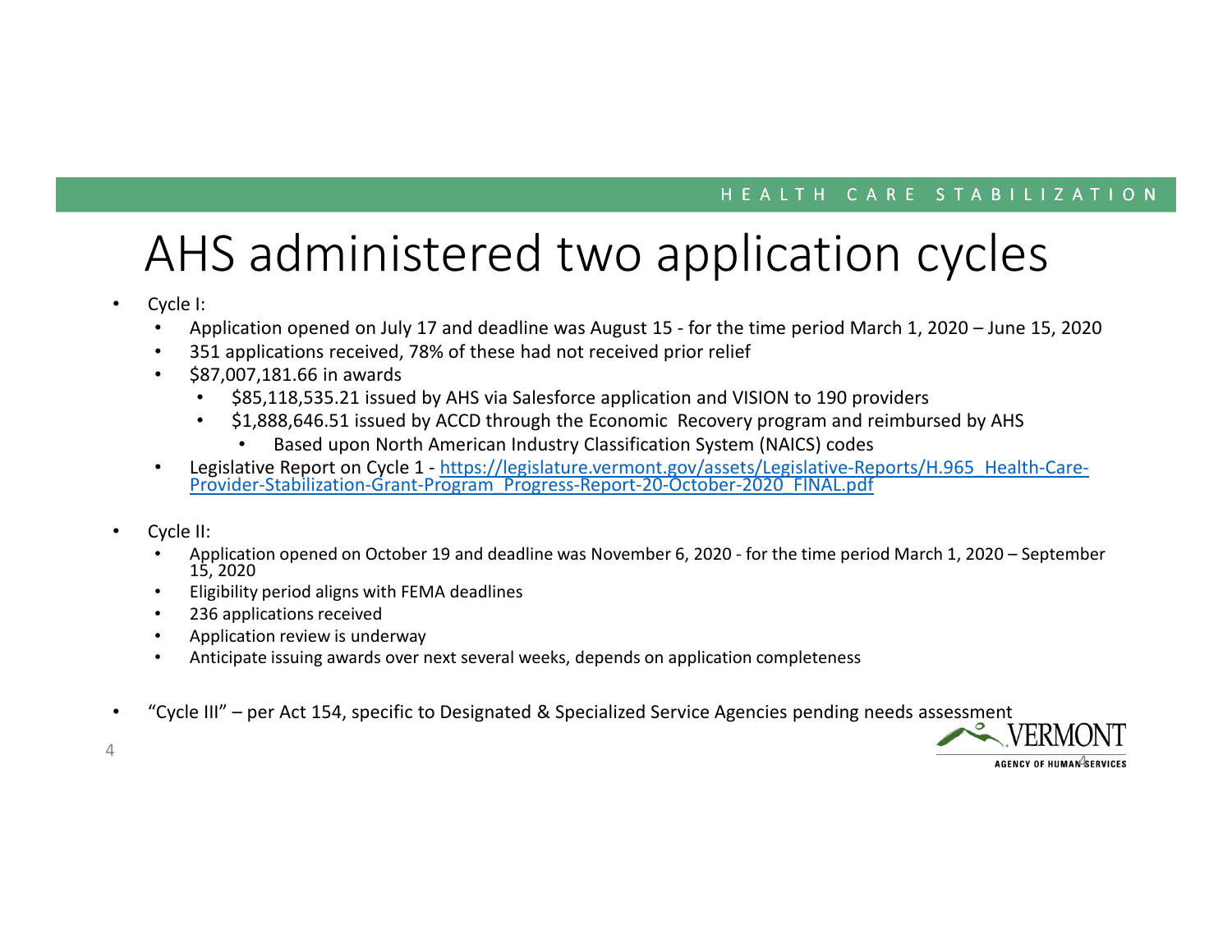# AHS administered two application cycles

- Cycle I:
  - Application opened on July 17 and deadline was August 15 - for the time period March 1, 2020 – June 15, 2020
  - 351 applications received, 78% of these had not received prior relief
  - $87,007,181.66 in awards
    - $85,118,535.21 issued by AHS via Salesforce application and VISION to 190 providers
    - $1,888,646.51 issued by ACCD through the Economic Recovery program and reimbursed by AHS
      - Based upon North American Industry Classification System (NAICS) codes
  - Legislative Report on Cycle 1 - https://legislature.vermont.gov/assets/Legislative-Reports/H.965_Health-Care-Provider-Stabilization-Grant-Program_Progress-Report-20-October-2020_FINAL.pdf

- Cycle II:
  - Application opened on October 19 and deadline was November 6, 2020 - for the time period March 1, 2020 – September 15, 2020
  - Eligibility period aligns with FEMA deadlines
  - 236 applications received
  - Application review is underway
  - Anticipate issuing awards over next several weeks, depends on application completeness

- "Cycle III" – per Act 154, specific to Designated & Specialized Service Agencies pending needs assessment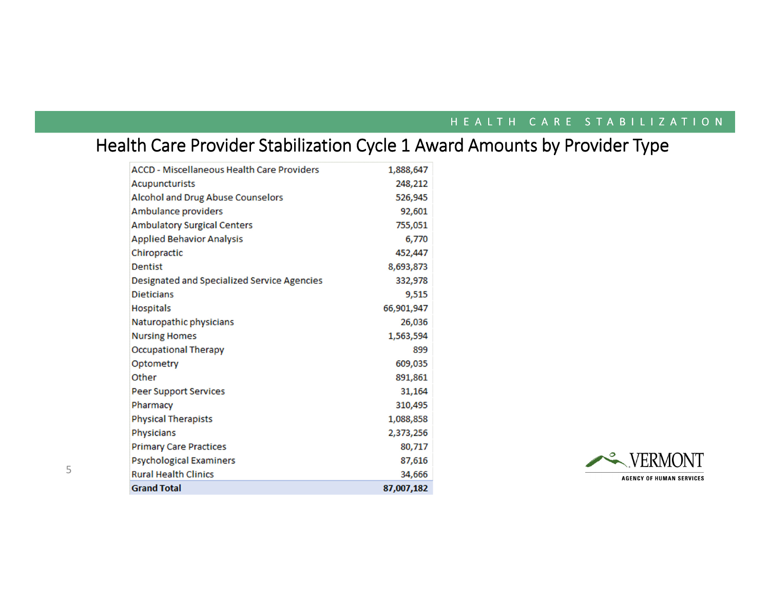# Health Care Provider Stabilization Cycle 1 Award Amounts by Provider Type

| Provider Type | Award Amount |
|---|---|
| ACCD - Miscellaneous Health Care Providers | 1,888,647 |
| Acupuncturists | 248,212 |
| Alcohol and Drug Abuse Counselors | 526,945 |
| Ambulance providers | 92,601 |
| Ambulatory Surgical Centers | 755,051 |
| Applied Behavior Analysis | 6,770 |
| Chiropractic | 452,447 |
| Dentist | 8,693,873 |
| Designated and Specialized Service Agencies | 332,978 |
| Dieticians | 9,515 |
| Hospitals | 66,901,947 |
| Naturopathic physicians | 26,036 |
| Nursing Homes | 1,563,594 |
| Occupational Therapy | 899 |
| Optometry | 609,035 |
| Other | 891,861 |
| Peer Support Services | 31,164 |
| Pharmacy | 310,495 |
| Physical Therapists | 1,088,858 |
| Physicians | 2,373,256 |
| Primary Care Practices | 80,717 |
| Psychological Examiners | 87,616 |
| Rural Health Clinics | 34,666 |
| **Grand Total** | **87,007,182** |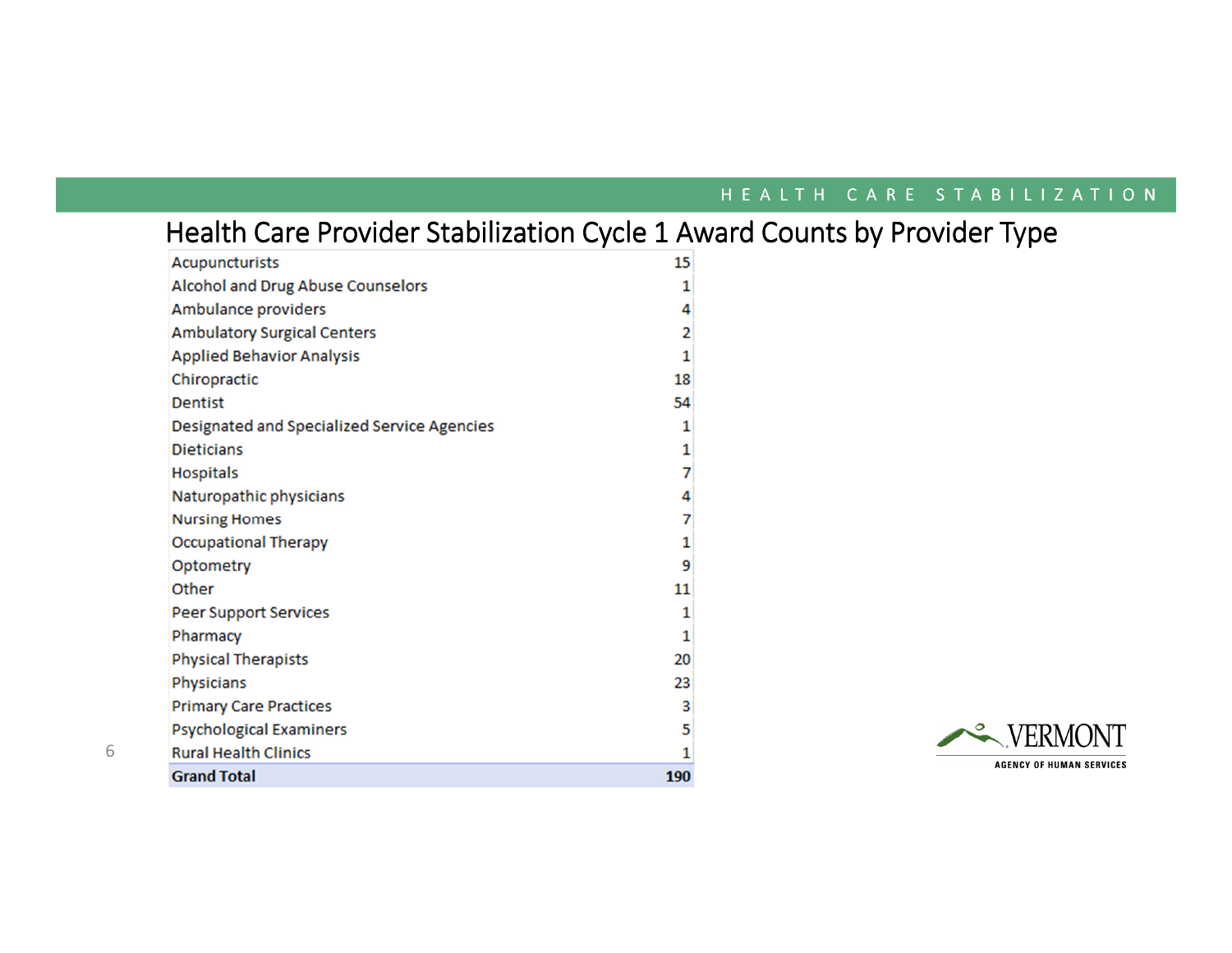# Health Care Provider Stabilization Cycle 1 Award Counts by Provider Type

| Provider Type | Count |
|---|---|
| Acupuncturists | 15 |
| Alcohol and Drug Abuse Counselors | 1 |
| Ambulance providers | 4 |
| Ambulatory Surgical Centers | 2 |
| Applied Behavior Analysis | 1 |
| Chiropractic | 18 |
| Dentist | 54 |
| Designated and Specialized Service Agencies | 1 |
| Dieticians | 1 |
| Hospitals | 7 |
| Naturopathic physicians | 4 |
| Nursing Homes | 7 |
| Occupational Therapy | 1 |
| Optometry | 9 |
| Other | 11 |
| Peer Support Services | 1 |
| Pharmacy | 1 |
| Physical Therapists | 20 |
| Physicians | 23 |
| Primary Care Practices | 3 |
| Psychological Examiners | 5 |
| Rural Health Clinics | 1 |
| **Grand Total** | **190** |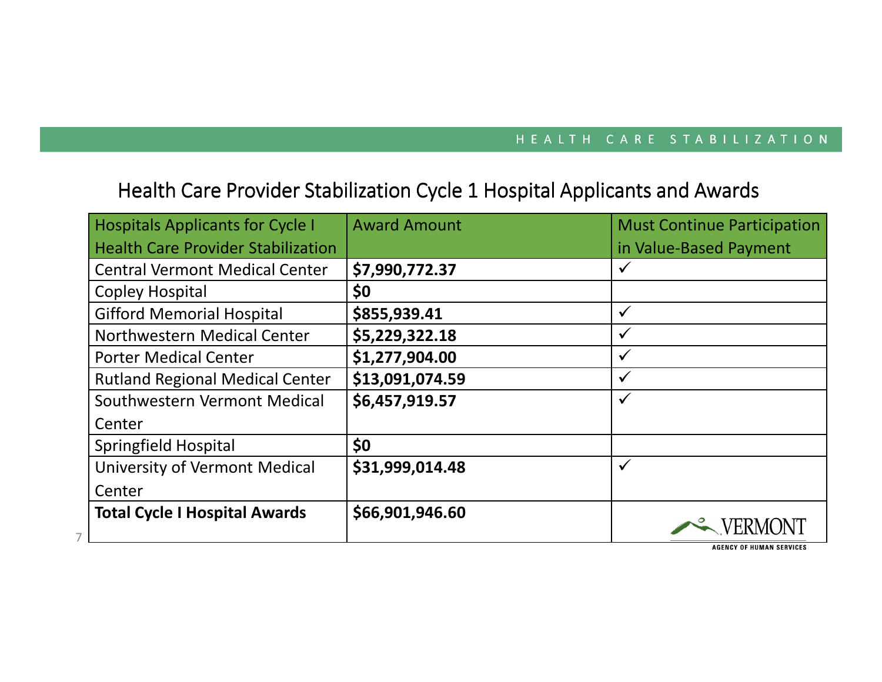## Health Care Provider Stabilization Cycle 1 Hospital Applicants and Awards

| Hospitals Applicants for Cycle I Health Care Provider Stabilization | Award Amount | Must Continue Participation in Value-Based Payment |
|---|---|---|
| Central Vermont Medical Center | **$7,990,772.37** | ✓ |
| Copley Hospital | **$0** | |
| Gifford Memorial Hospital | **$855,939.41** | ✓ |
| Northwestern Medical Center | **$5,229,322.18** | ✓ |
| Porter Medical Center | **$1,277,904.00** | ✓ |
| Rutland Regional Medical Center | **$13,091,074.59** | ✓ |
| Southwestern Vermont Medical Center | **$6,457,919.57** | ✓ |
| Springfield Hospital | **$0** | |
| University of Vermont Medical Center | **$31,999,014.48** | ✓ |
| **Total Cycle I Hospital Awards** | **$66,901,946.60** | |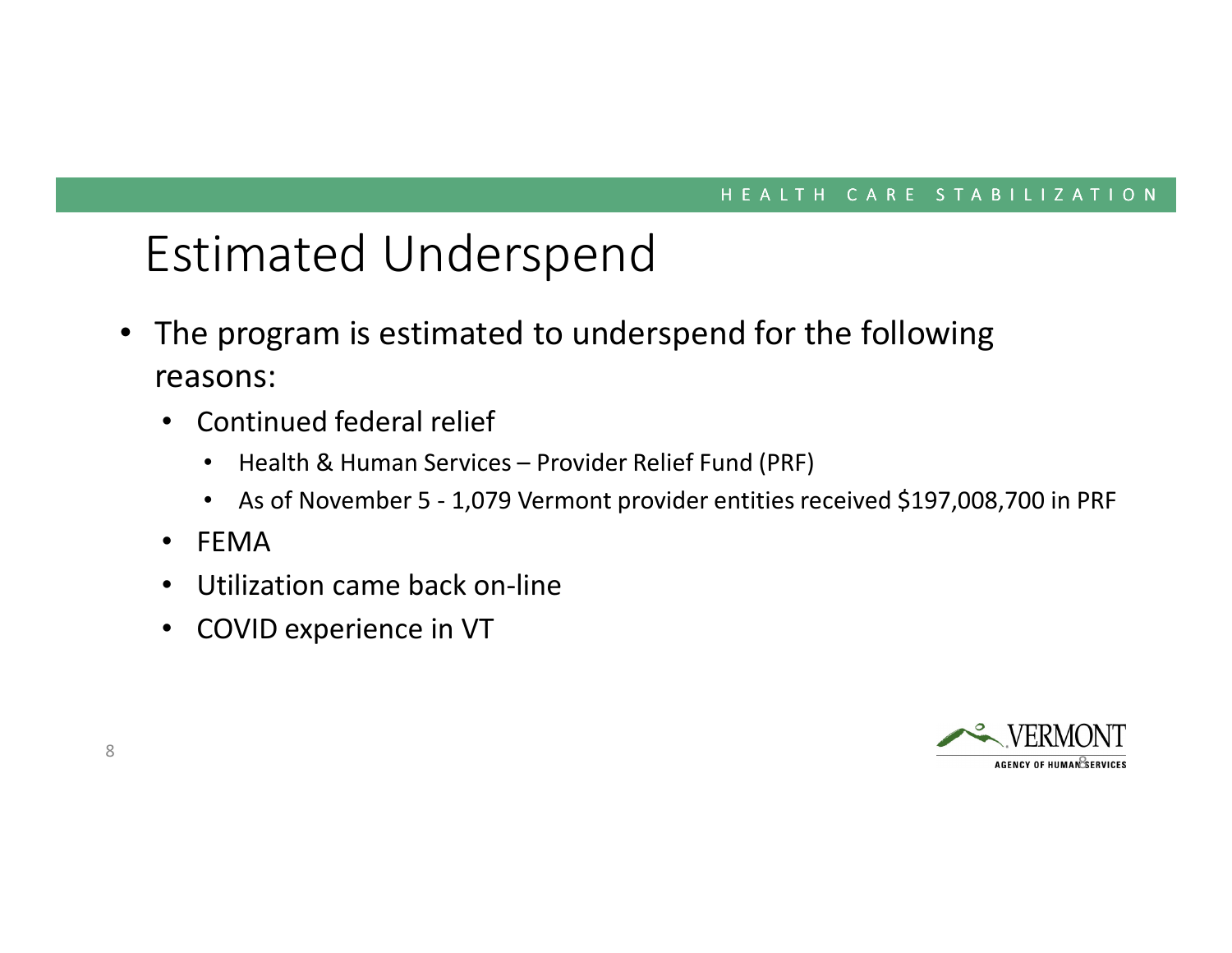# Estimated Underspend

- The program is estimated to underspend for the following reasons:
  - Continued federal relief
    - Health & Human Services – Provider Relief Fund (PRF)
    - As of November 5 - 1,079 Vermont provider entities received $197,008,700 in PRF
  - FEMA
  - Utilization came back on-line
  - COVID experience in VT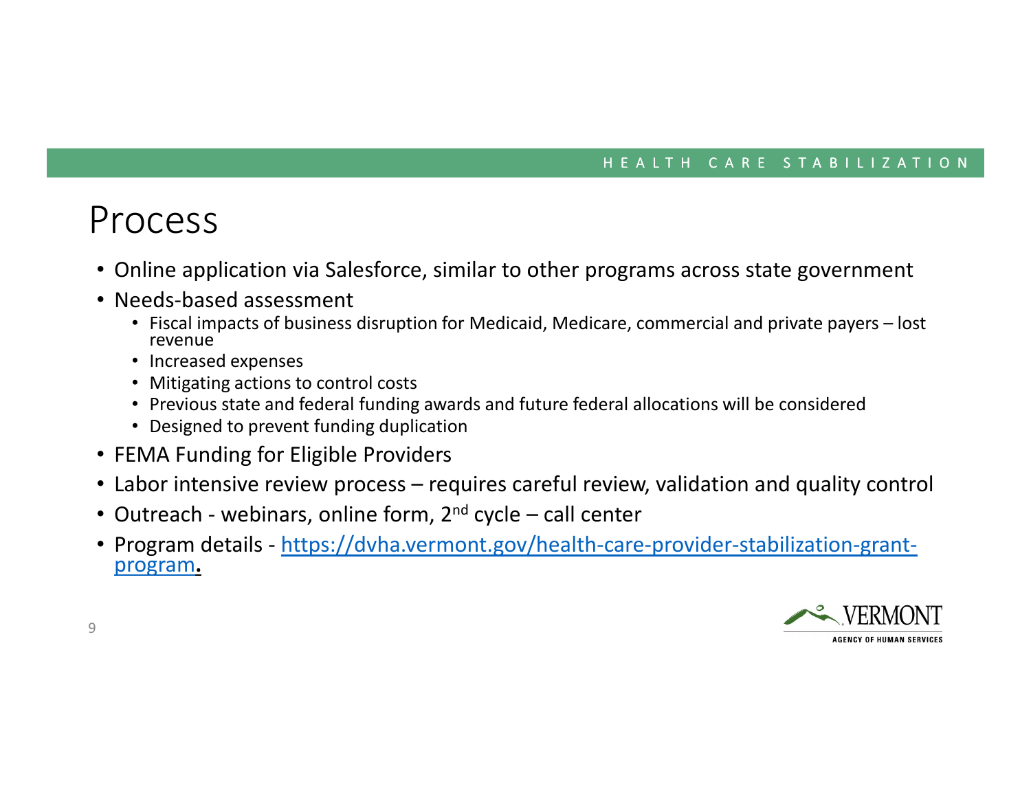# Process

- Online application via Salesforce, similar to other programs across state government
- Needs-based assessment
  - Fiscal impacts of business disruption for Medicaid, Medicare, commercial and private payers – lost revenue
  - Increased expenses
  - Mitigating actions to control costs
  - Previous state and federal funding awards and future federal allocations will be considered
  - Designed to prevent funding duplication
- FEMA Funding for Eligible Providers
- Labor intensive review process – requires careful review, validation and quality control
- Outreach - webinars, online form, 2nd cycle – call center
- Program details - [https://dvha.vermont.gov/health-care-provider-stabilization-grant-program](https://dvha.vermont.gov/health-care-provider-stabilization-grant-program).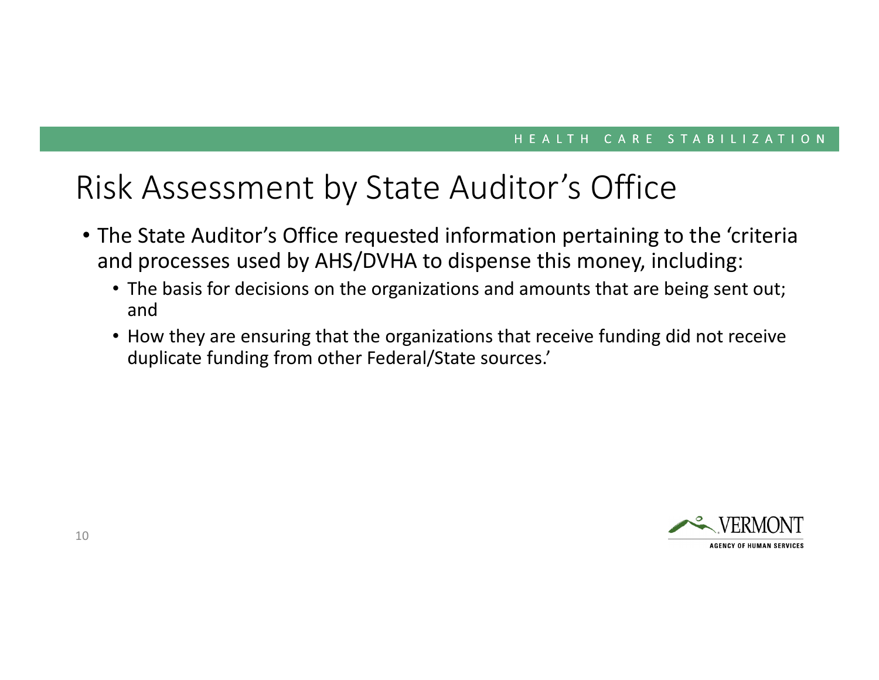# Risk Assessment by State Auditor's Office

- The State Auditor's Office requested information pertaining to the 'criteria and processes used by AHS/DVHA to dispense this money, including:
  - The basis for decisions on the organizations and amounts that are being sent out; and
  - How they are ensuring that the organizations that receive funding did not receive duplicate funding from other Federal/State sources.'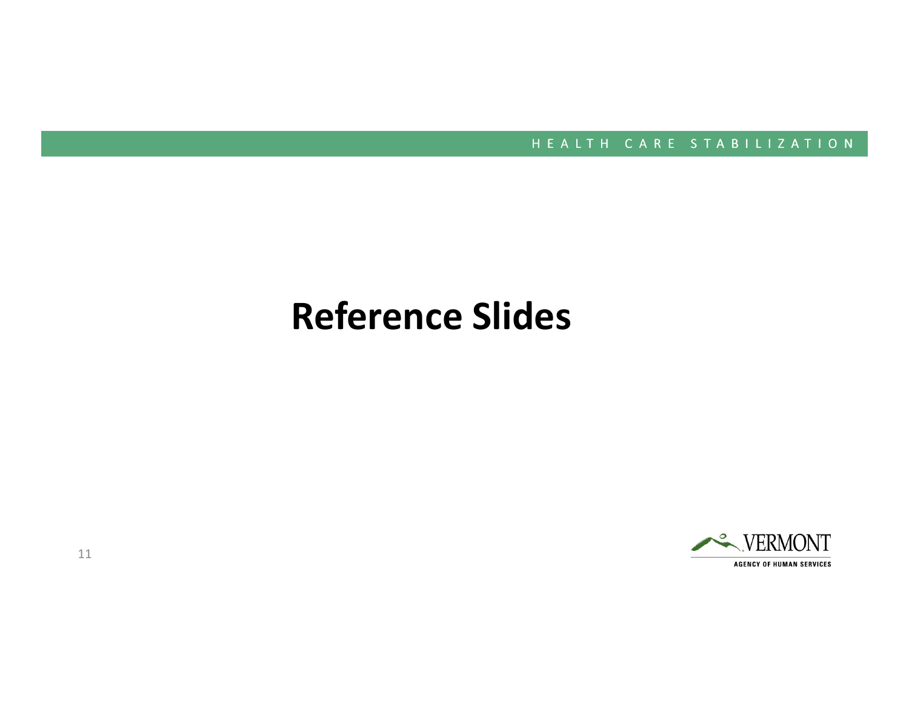# Reference Slides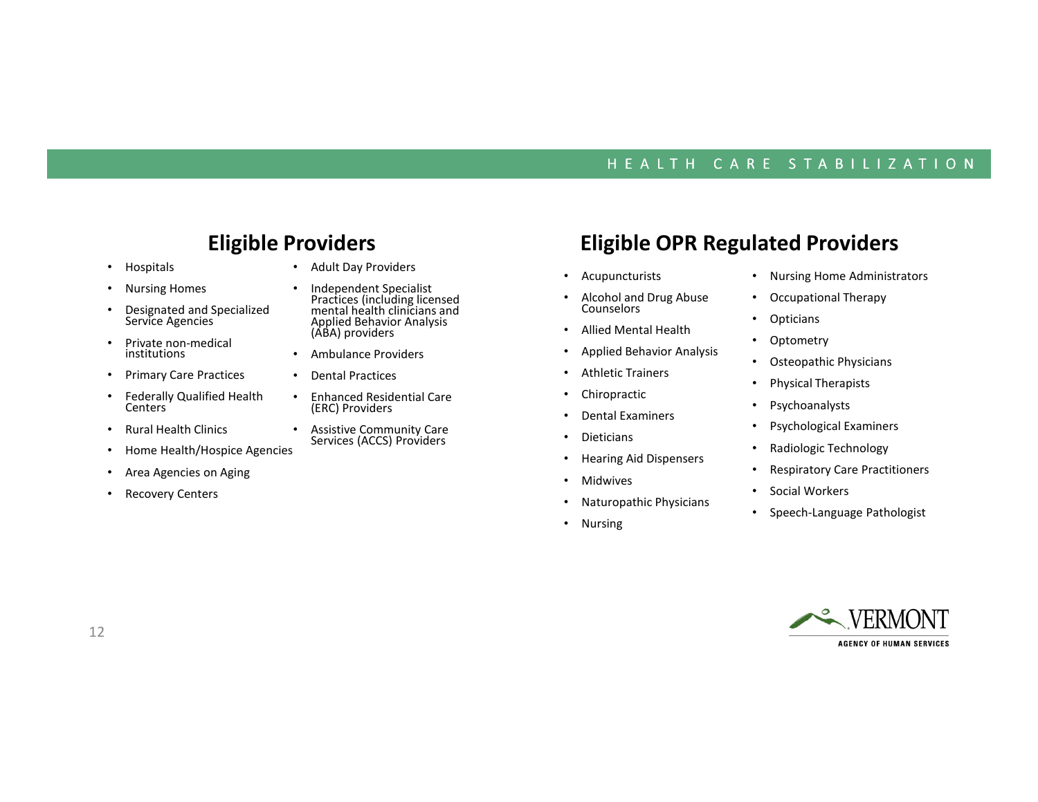## Eligible Providers

- Hospitals
- Nursing Homes
- Designated and Specialized Service Agencies
- Private non-medical institutions
- Primary Care Practices
- Federally Qualified Health Centers
- Rural Health Clinics
- Home Health/Hospice Agencies
- Area Agencies on Aging
- Recovery Centers
- Adult Day Providers
- Independent Specialist Practices (including licensed mental health clinicians and Applied Behavior Analysis (ABA) providers
- Ambulance Providers
- Dental Practices
- Enhanced Residential Care (ERC) Providers
- Assistive Community Care Services (ACCS) Providers

## Eligible OPR Regulated Providers

- Acupuncturists
- Alcohol and Drug Abuse Counselors
- Allied Mental Health
- Applied Behavior Analysis
- Athletic Trainers
- Chiropractic
- Dental Examiners
- Dieticians
- Hearing Aid Dispensers
- Midwives
- Naturopathic Physicians
- Nursing
- Nursing Home Administrators
- Occupational Therapy
- Opticians
- Optometry
- Osteopathic Physicians
- Physical Therapists
- Psychoanalysts
- Psychological Examiners
- Radiologic Technology
- Respiratory Care Practitioners
- Social Workers
- Speech-Language Pathologist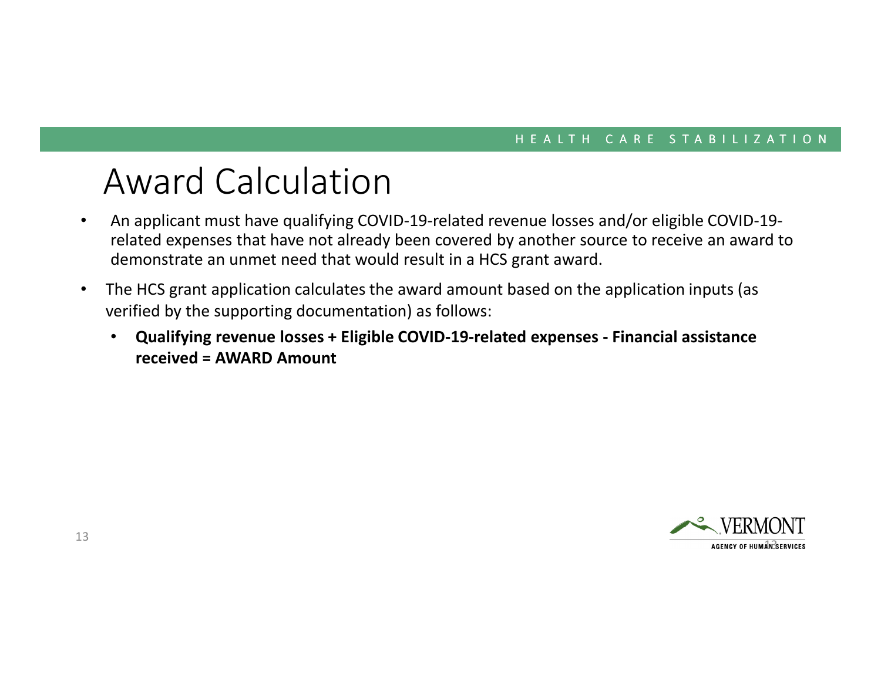# Award Calculation

- An applicant must have qualifying COVID-19-related revenue losses and/or eligible COVID-19-related expenses that have not already been covered by another source to receive an award to demonstrate an unmet need that would result in a HCS grant award.
- The HCS grant application calculates the award amount based on the application inputs (as verified by the supporting documentation) as follows:
  - **Qualifying revenue losses + Eligible COVID-19-related expenses - Financial assistance received = AWARD Amount**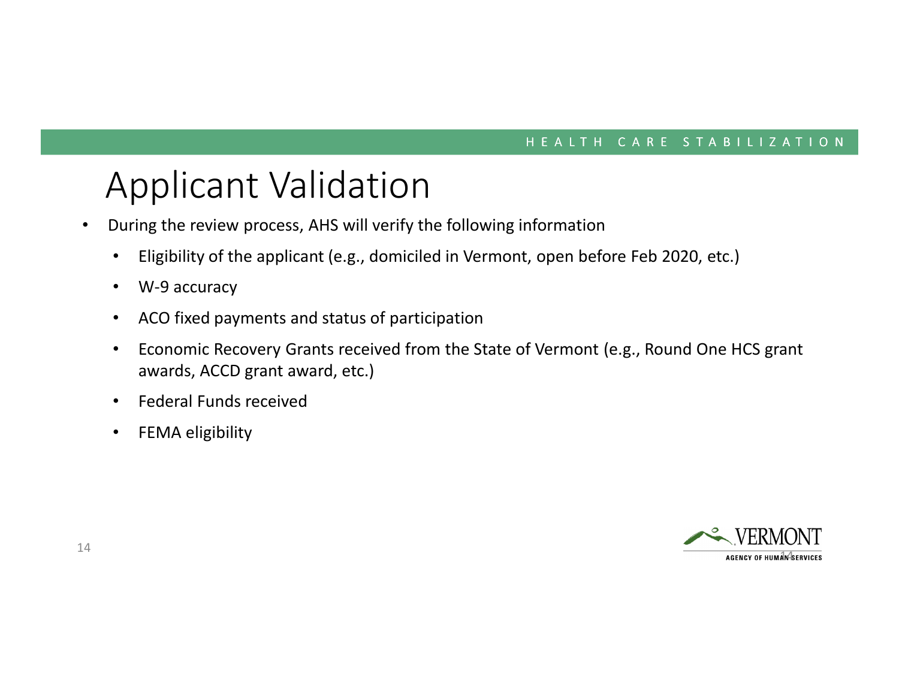# Applicant Validation

- During the review process, AHS will verify the following information
  - Eligibility of the applicant (e.g., domiciled in Vermont, open before Feb 2020, etc.)
  - W-9 accuracy
  - ACO fixed payments and status of participation
  - Economic Recovery Grants received from the State of Vermont (e.g., Round One HCS grant awards, ACCD grant award, etc.)
  - Federal Funds received
  - FEMA eligibility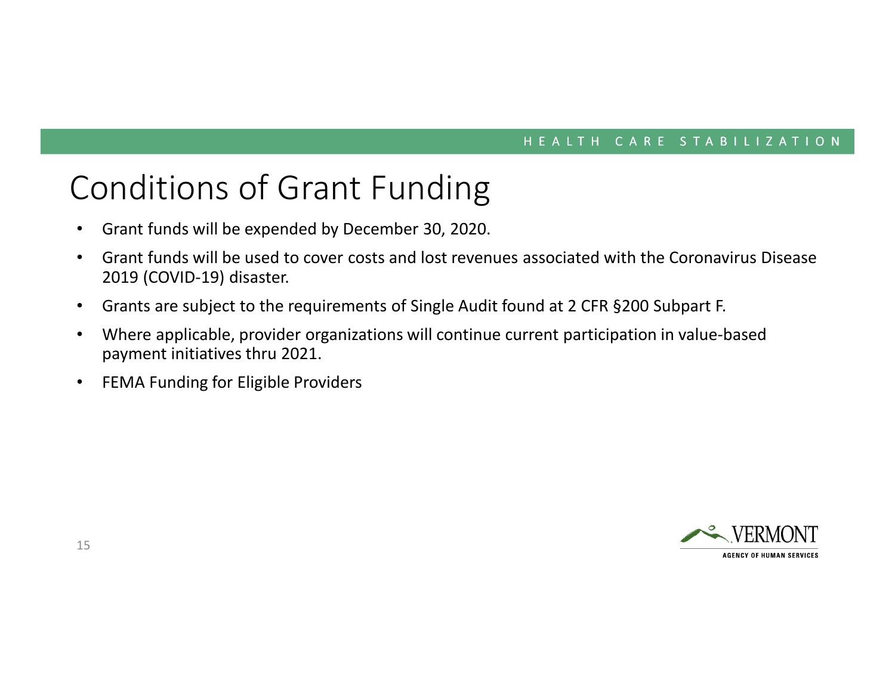# Conditions of Grant Funding

- Grant funds will be expended by December 30, 2020.
- Grant funds will be used to cover costs and lost revenues associated with the Coronavirus Disease 2019 (COVID-19) disaster.
- Grants are subject to the requirements of Single Audit found at 2 CFR §200 Subpart F.
- Where applicable, provider organizations will continue current participation in value-based payment initiatives thru 2021.
- FEMA Funding for Eligible Providers